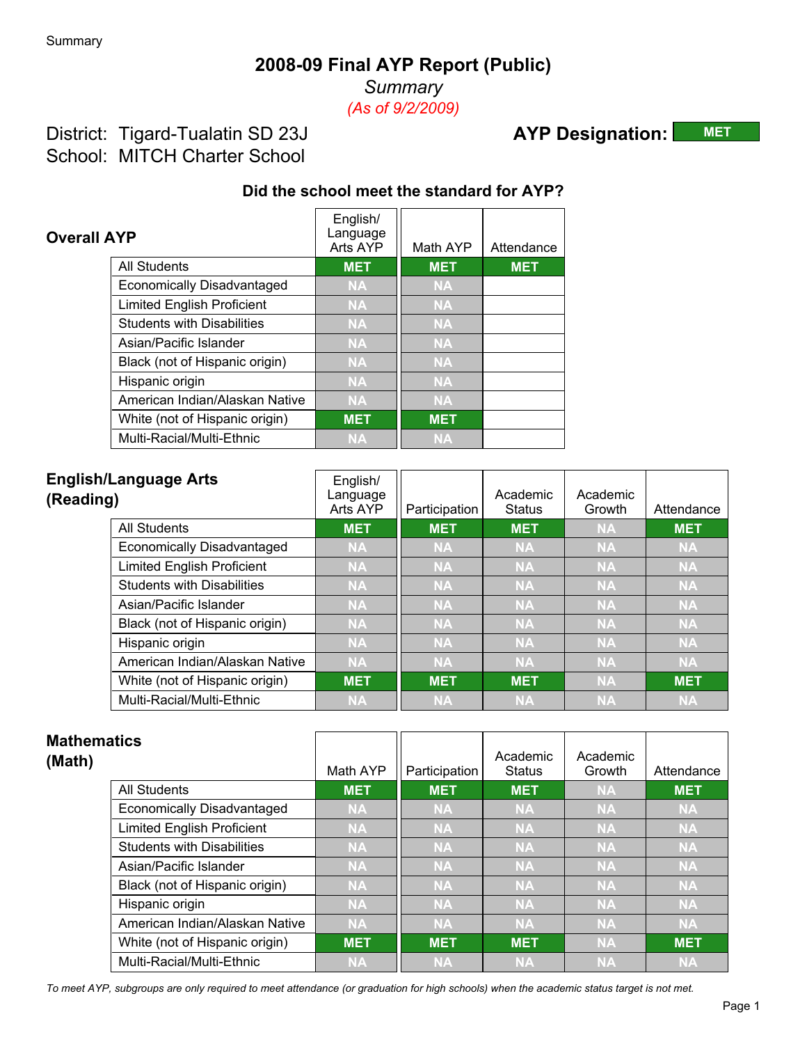# 2008-09 Final AYP Report (Public)

*Summary*

*(As of 9/2/2009)*

District: Tigard-Tualatin SD 23J

School: MITCH Charter School

**AYP Designation:** MET

### Did the school meet the standard for AYP?

## Overall AYP

| | English/ Language Arts AYP | Math AYP | Attendance |
|---|---|---|---|
| All Students | MET | MET | MET |
| Economically Disadvantaged | NA | NA | |
| Limited English Proficient | NA | NA | |
| Students with Disabilities | NA | NA | |
| Asian/Pacific Islander | NA | NA | |
| Black (not of Hispanic origin) | NA | NA | |
| Hispanic origin | NA | NA | |
| American Indian/Alaskan Native | NA | NA | |
| White (not of Hispanic origin) | MET | MET | |
| Multi-Racial/Multi-Ethnic | NA | NA | |

## English/Language Arts (Reading)

| | English/ Language Arts AYP | Participation | Academic Status | Academic Growth | Attendance |
|---|---|---|---|---|---|
| All Students | MET | MET | MET | NA | MET |
| Economically Disadvantaged | NA | NA | NA | NA | NA |
| Limited English Proficient | NA | NA | NA | NA | NA |
| Students with Disabilities | NA | NA | NA | NA | NA |
| Asian/Pacific Islander | NA | NA | NA | NA | NA |
| Black (not of Hispanic origin) | NA | NA | NA | NA | NA |
| Hispanic origin | NA | NA | NA | NA | NA |
| American Indian/Alaskan Native | NA | NA | NA | NA | NA |
| White (not of Hispanic origin) | MET | MET | MET | NA | MET |
| Multi-Racial/Multi-Ethnic | NA | NA | NA | NA | NA |

## Mathematics (Math)

| | Math AYP | Participation | Academic Status | Academic Growth | Attendance |
|---|---|---|---|---|---|
| All Students | MET | MET | MET | NA | MET |
| Economically Disadvantaged | NA | NA | NA | NA | NA |
| Limited English Proficient | NA | NA | NA | NA | NA |
| Students with Disabilities | NA | NA | NA | NA | NA |
| Asian/Pacific Islander | NA | NA | NA | NA | NA |
| Black (not of Hispanic origin) | NA | NA | NA | NA | NA |
| Hispanic origin | NA | NA | NA | NA | NA |
| American Indian/Alaskan Native | NA | NA | NA | NA | NA |
| White (not of Hispanic origin) | MET | MET | MET | NA | MET |
| Multi-Racial/Multi-Ethnic | NA | NA | NA | NA | NA |

*To meet AYP, subgroups are only required to meet attendance (or graduation for high schools) when the academic status target is not met.*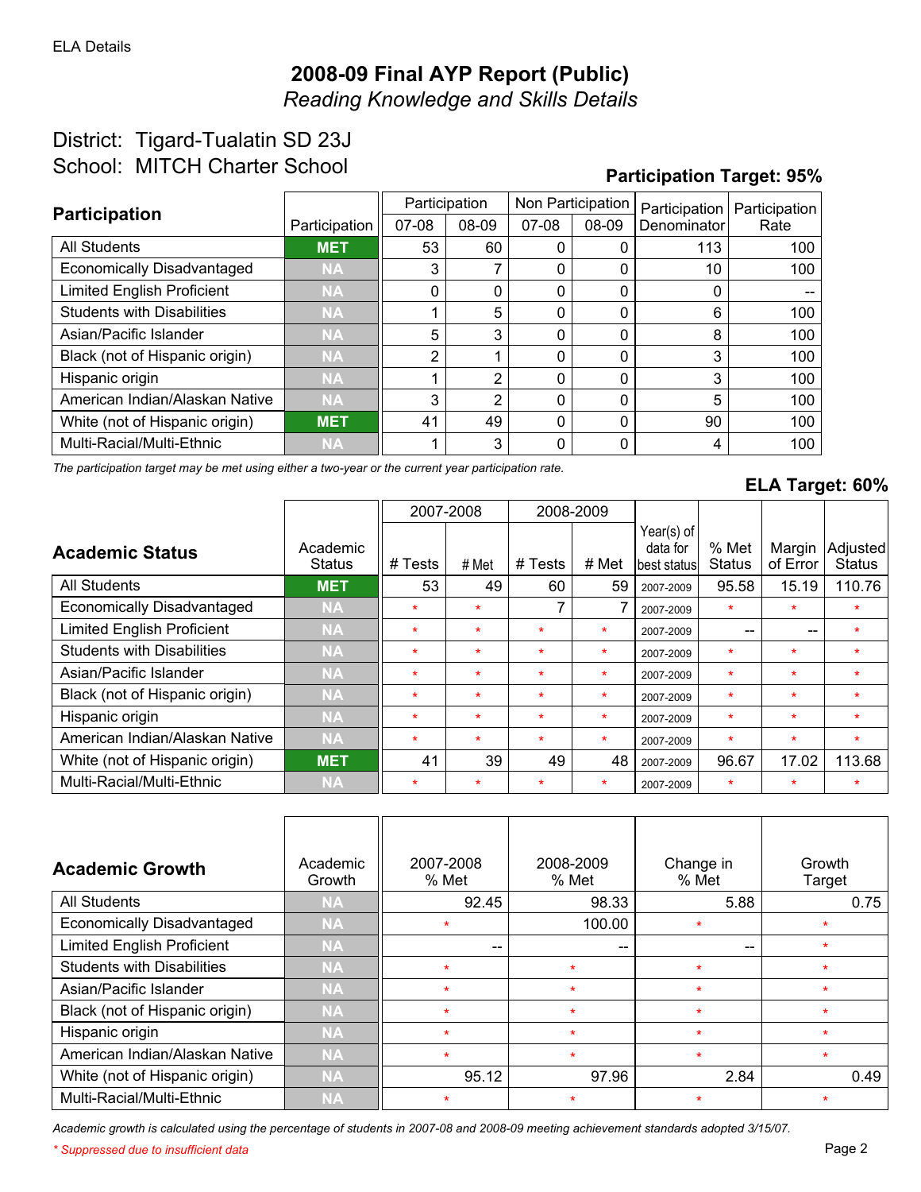ELA Details

# 2008-09 Final AYP Report (Public)

*Reading Knowledge and Skills Details*

## District: Tigard-Tualatin SD 23J
## School: MITCH Charter School

**Participation Target: 95%**

| Participation | Participation | Participation 07-08 | Participation 08-09 | Non Participation 07-08 | Non Participation 08-09 | Participation Denominator | Participation Rate |
|---|---|---|---|---|---|---|---|
| All Students | MET | 53 | 60 | 0 | 0 | 113 | 100 |
| Economically Disadvantaged | NA | 3 | 7 | 0 | 0 | 10 | 100 |
| Limited English Proficient | NA | 0 | 0 | 0 | 0 | 0 | -- |
| Students with Disabilities | NA | 1 | 5 | 0 | 0 | 6 | 100 |
| Asian/Pacific Islander | NA | 5 | 3 | 0 | 0 | 8 | 100 |
| Black (not of Hispanic origin) | NA | 2 | 1 | 0 | 0 | 3 | 100 |
| Hispanic origin | NA | 1 | 2 | 0 | 0 | 3 | 100 |
| American Indian/Alaskan Native | NA | 3 | 2 | 0 | 0 | 5 | 100 |
| White (not of Hispanic origin) | MET | 41 | 49 | 0 | 0 | 90 | 100 |
| Multi-Racial/Multi-Ethnic | NA | 1 | 3 | 0 | 0 | 4 | 100 |

*The participation target may be met using either a two-year or the current year participation rate.*

**ELA Target: 60%**

| Academic Status | Academic Status | 2007-2008 # Tests | 2007-2008 # Met | 2008-2009 # Tests | 2008-2009 # Met | Year(s) of data for best status | % Met Status | Margin of Error | Adjusted Status |
|---|---|---|---|---|---|---|---|---|---|
| All Students | MET | 53 | 49 | 60 | 59 | 2007-2009 | 95.58 | 15.19 | 110.76 |
| Economically Disadvantaged | NA | * | * | 7 | 7 | 2007-2009 | * | * | * |
| Limited English Proficient | NA | * | * | * | * | 2007-2009 | -- | -- | * |
| Students with Disabilities | NA | * | * | * | * | 2007-2009 | * | * | * |
| Asian/Pacific Islander | NA | * | * | * | * | 2007-2009 | * | * | * |
| Black (not of Hispanic origin) | NA | * | * | * | * | 2007-2009 | * | * | * |
| Hispanic origin | NA | * | * | * | * | 2007-2009 | * | * | * |
| American Indian/Alaskan Native | NA | * | * | * | * | 2007-2009 | * | * | * |
| White (not of Hispanic origin) | MET | 41 | 39 | 49 | 48 | 2007-2009 | 96.67 | 17.02 | 113.68 |
| Multi-Racial/Multi-Ethnic | NA | * | * | * | * | 2007-2009 | * | * | * |

| Academic Growth | Academic Growth | 2007-2008 % Met | 2008-2009 % Met | Change in % Met | Growth Target |
|---|---|---|---|---|---|
| All Students | NA | 92.45 | 98.33 | 5.88 | 0.75 |
| Economically Disadvantaged | NA | * | 100.00 | * | * |
| Limited English Proficient | NA | -- | -- | -- | * |
| Students with Disabilities | NA | * | * | * | * |
| Asian/Pacific Islander | NA | * | * | * | * |
| Black (not of Hispanic origin) | NA | * | * | * | * |
| Hispanic origin | NA | * | * | * | * |
| American Indian/Alaskan Native | NA | * | * | * | * |
| White (not of Hispanic origin) | NA | 95.12 | 97.96 | 2.84 | 0.49 |
| Multi-Racial/Multi-Ethnic | NA | * | * | * | * |

*Academic growth is calculated using the percentage of students in 2007-08 and 2008-09 meeting achievement standards adopted 3/15/07.*

*\* Suppressed due to insufficient data*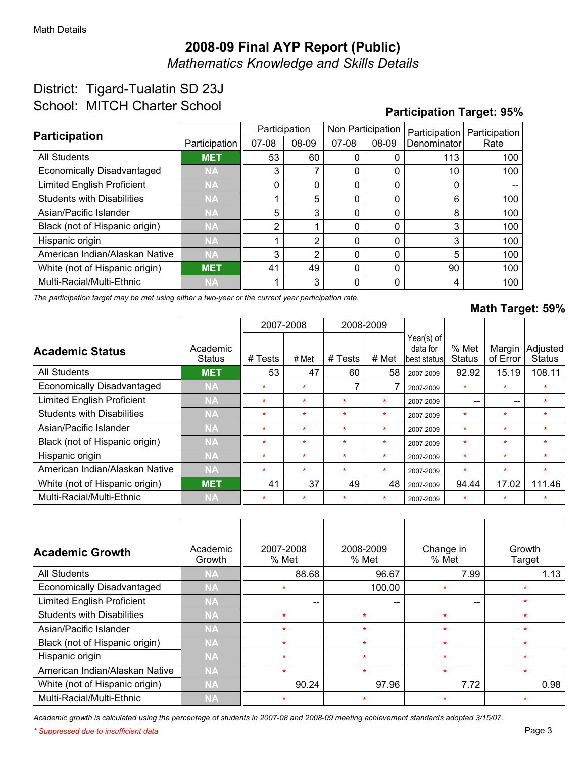Math Details

# 2008-09 Final AYP Report (Public)

*Mathematics Knowledge and Skills Details*

District: Tigard-Tualatin SD 23J

School: MITCH Charter School

**Participation Target: 95%**

| Participation | Participation | Participation 07-08 | Participation 08-09 | Non Participation 07-08 | Non Participation 08-09 | Participation Denominator | Participation Rate |
|---|---|---|---|---|---|---|---|
| All Students | MET | 53 | 60 | 0 | 0 | 113 | 100 |
| Economically Disadvantaged | NA | 3 | 7 | 0 | 0 | 10 | 100 |
| Limited English Proficient | NA | 0 | 0 | 0 | 0 | 0 | -- |
| Students with Disabilities | NA | 1 | 5 | 0 | 0 | 6 | 100 |
| Asian/Pacific Islander | NA | 5 | 3 | 0 | 0 | 8 | 100 |
| Black (not of Hispanic origin) | NA | 2 | 1 | 0 | 0 | 3 | 100 |
| Hispanic origin | NA | 1 | 2 | 0 | 0 | 3 | 100 |
| American Indian/Alaskan Native | NA | 3 | 2 | 0 | 0 | 5 | 100 |
| White (not of Hispanic origin) | MET | 41 | 49 | 0 | 0 | 90 | 100 |
| Multi-Racial/Multi-Ethnic | NA | 1 | 3 | 0 | 0 | 4 | 100 |

*The participation target may be met using either a two-year or the current year participation rate.*

**Math Target: 59%**

| Academic Status | Academic Status | 2007-2008 # Tests | 2007-2008 # Met | 2008-2009 # Tests | 2008-2009 # Met | Year(s) of data for best status | % Met Status | Margin of Error | Adjusted Status |
|---|---|---|---|---|---|---|---|---|---|
| All Students | MET | 53 | 47 | 60 | 58 | 2007-2009 | 92.92 | 15.19 | 108.11 |
| Economically Disadvantaged | NA | * | * | 7 | 7 | 2007-2009 | * | * | * |
| Limited English Proficient | NA | * | * | * | * | 2007-2009 | -- | -- | * |
| Students with Disabilities | NA | * | * | * | * | 2007-2009 | * | * | * |
| Asian/Pacific Islander | NA | * | * | * | * | 2007-2009 | * | * | * |
| Black (not of Hispanic origin) | NA | * | * | * | * | 2007-2009 | * | * | * |
| Hispanic origin | NA | * | * | * | * | 2007-2009 | * | * | * |
| American Indian/Alaskan Native | NA | * | * | * | * | 2007-2009 | * | * | * |
| White (not of Hispanic origin) | MET | 41 | 37 | 49 | 48 | 2007-2009 | 94.44 | 17.02 | 111.46 |
| Multi-Racial/Multi-Ethnic | NA | * | * | * | * | 2007-2009 | * | * | * |

| Academic Growth | Academic Growth | 2007-2008 % Met | 2008-2009 % Met | Change in % Met | Growth Target |
|---|---|---|---|---|---|
| All Students | NA | 88.68 | 96.67 | 7.99 | 1.13 |
| Economically Disadvantaged | NA | * | 100.00 | * | * |
| Limited English Proficient | NA | -- | -- | -- | * |
| Students with Disabilities | NA | * | * | * | * |
| Asian/Pacific Islander | NA | * | * | * | * |
| Black (not of Hispanic origin) | NA | * | * | * | * |
| Hispanic origin | NA | * | * | * | * |
| American Indian/Alaskan Native | NA | * | * | * | * |
| White (not of Hispanic origin) | NA | 90.24 | 97.96 | 7.72 | 0.98 |
| Multi-Racial/Multi-Ethnic | NA | * | * | * | * |

*Academic growth is calculated using the percentage of students in 2007-08 and 2008-09 meeting achievement standards adopted 3/15/07.*

*\* Suppressed due to insufficient data*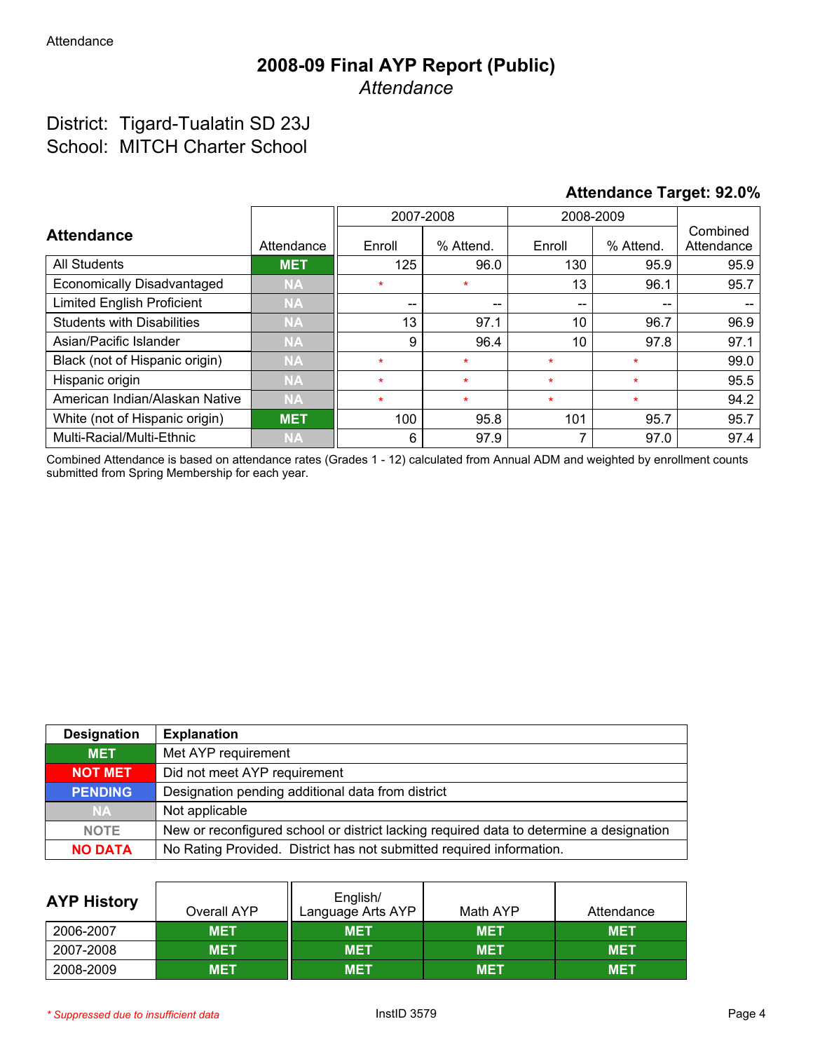# 2008-09 Final AYP Report (Public)

*Attendance*

District: Tigard-Tualatin SD 23J
School: MITCH Charter School

**Attendance Target: 92.0%**

| Attendance | Attendance | 2007-2008 | | 2008-2009 | | Combined Attendance |
|---|---|---|---|---|---|---|
| | | Enroll | % Attend. | Enroll | % Attend. | |
| All Students | MET | 125 | 96.0 | 130 | 95.9 | 95.9 |
| Economically Disadvantaged | NA | * | * | 13 | 96.1 | 95.7 |
| Limited English Proficient | NA | -- | -- | -- | -- | -- |
| Students with Disabilities | NA | 13 | 97.1 | 10 | 96.7 | 96.9 |
| Asian/Pacific Islander | NA | 9 | 96.4 | 10 | 97.8 | 97.1 |
| Black (not of Hispanic origin) | NA | * | * | * | * | 99.0 |
| Hispanic origin | NA | * | * | * | * | 95.5 |
| American Indian/Alaskan Native | NA | * | * | * | * | 94.2 |
| White (not of Hispanic origin) | MET | 100 | 95.8 | 101 | 95.7 | 95.7 |
| Multi-Racial/Multi-Ethnic | NA | 6 | 97.9 | 7 | 97.0 | 97.4 |

Combined Attendance is based on attendance rates (Grades 1 - 12) calculated from Annual ADM and weighted by enrollment counts submitted from Spring Membership for each year.

| Designation | Explanation |
|---|---|
| MET | Met AYP requirement |
| NOT MET | Did not meet AYP requirement |
| PENDING | Designation pending additional data from district |
| NA | Not applicable |
| NOTE | New or reconfigured school or district lacking required data to determine a designation |
| NO DATA | No Rating Provided. District has not submitted required information. |

| AYP History | Overall AYP | English/ Language Arts AYP | Math AYP | Attendance |
|---|---|---|---|---|
| 2006-2007 | MET | MET | MET | MET |
| 2007-2008 | MET | MET | MET | MET |
| 2008-2009 | MET | MET | MET | MET |

*\* Suppressed due to insufficient data*

InstID 3579